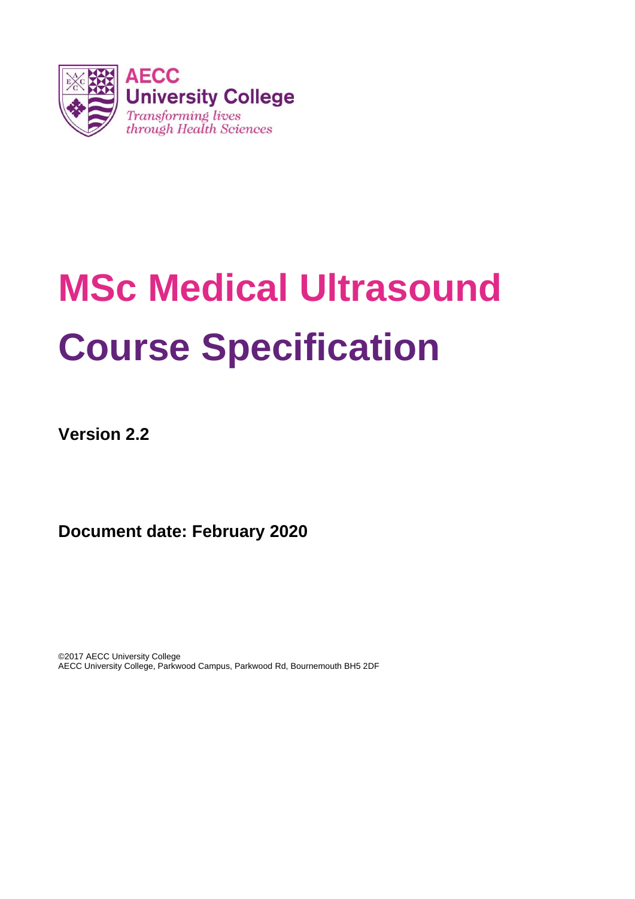AECC
University College
*Transforming lives through Health Sciences*

# MSc Medical Ultrasound Course Specification

**Version 2.2**

**Document date: February 2020**

©2017 AECC University College
AECC University College, Parkwood Campus, Parkwood Rd, Bournemouth BH5 2DF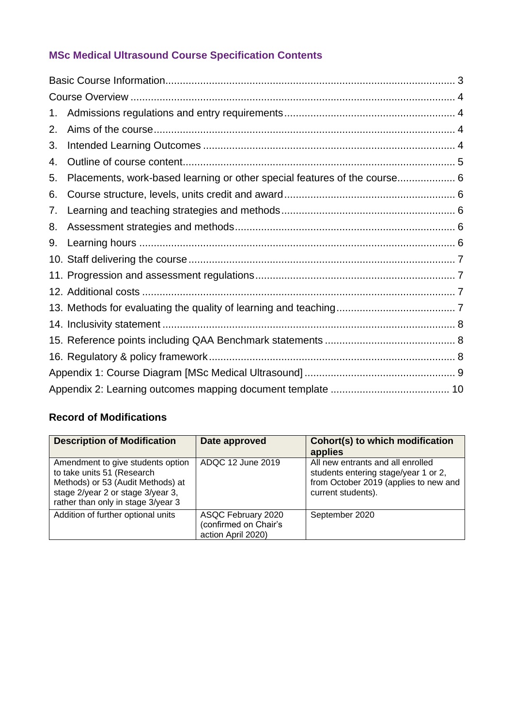## MSc Medical Ultrasound Course Specification Contents

Basic Course Information.................................................................................................... 3
Course Overview ................................................................................................................ 4
1. Admissions regulations and entry requirements.......................................................... 4
2. Aims of the course....................................................................................................... 4
3. Intended Learning Outcomes ...................................................................................... 4
4. Outline of course content............................................................................................. 5
5. Placements, work-based learning or other special features of the course.................... 6
6. Course structure, levels, units credit and award........................................................... 6
7. Learning and teaching strategies and methods............................................................ 6
8. Assessment strategies and methods............................................................................ 6
9. Learning hours ............................................................................................................ 6
10. Staff delivering the course ............................................................................................ 7
11. Progression and assessment regulations..................................................................... 7
12. Additional costs ........................................................................................................... 7
13. Methods for evaluating the quality of learning and teaching......................................... 7
14. Inclusivity statement ..................................................................................................... 8
15. Reference points including QAA Benchmark statements ............................................. 8
16. Regulatory & policy framework..................................................................................... 8
Appendix 1: Course Diagram [MSc Medical Ultrasound] .................................................... 9
Appendix 2: Learning outcomes mapping document template ......................................... 10

### Record of Modifications

| Description of Modification | Date approved | Cohort(s) to which modification applies |
|---|---|---|
| Amendment to give students option to take units 51 (Research Methods) or 53 (Audit Methods) at stage 2/year 2 or stage 3/year 3, rather than only in stage 3/year 3 | ADQC 12 June 2019 | All new entrants and all enrolled students entering stage/year 1 or 2, from October 2019 (applies to new and current students). |
| Addition of further optional units | ASQC February 2020 (confirmed on Chair's action April 2020) | September 2020 |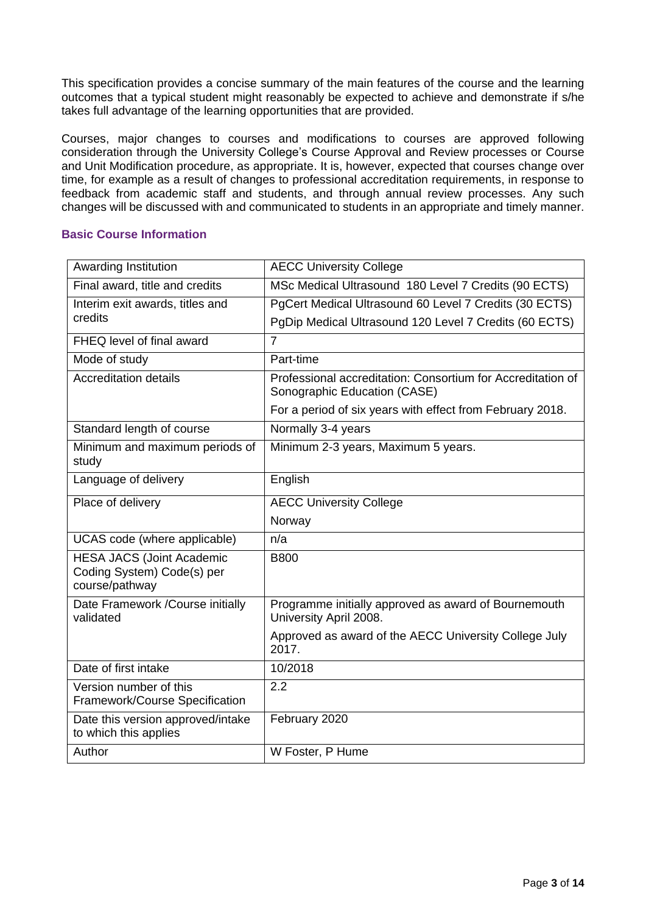This specification provides a concise summary of the main features of the course and the learning outcomes that a typical student might reasonably be expected to achieve and demonstrate if s/he takes full advantage of the learning opportunities that are provided.

Courses, major changes to courses and modifications to courses are approved following consideration through the University College's Course Approval and Review processes or Course and Unit Modification procedure, as appropriate. It is, however, expected that courses change over time, for example as a result of changes to professional accreditation requirements, in response to feedback from academic staff and students, and through annual review processes. Any such changes will be discussed with and communicated to students in an appropriate and timely manner.

### Basic Course Information

| | |
|---|---|
| Awarding Institution | AECC University College |
| Final award, title and credits | MSc Medical Ultrasound 180 Level 7 Credits (90 ECTS) |
| Interim exit awards, titles and credits | PgCert Medical Ultrasound 60 Level 7 Credits (30 ECTS)<br>PgDip Medical Ultrasound 120 Level 7 Credits (60 ECTS) |
| FHEQ level of final award | 7 |
| Mode of study | Part-time |
| Accreditation details | Professional accreditation: Consortium for Accreditation of Sonographic Education (CASE)<br>For a period of six years with effect from February 2018. |
| Standard length of course | Normally 3-4 years |
| Minimum and maximum periods of study | Minimum 2-3 years, Maximum 5 years. |
| Language of delivery | English |
| Place of delivery | AECC University College<br>Norway |
| UCAS code (where applicable) | n/a |
| HESA JACS (Joint Academic Coding System) Code(s) per course/pathway | B800 |
| Date Framework /Course initially validated | Programme initially approved as award of Bournemouth University April 2008.<br>Approved as award of the AECC University College July 2017. |
| Date of first intake | 10/2018 |
| Version number of this Framework/Course Specification | 2.2 |
| Date this version approved/intake to which this applies | February 2020 |
| Author | W Foster, P Hume |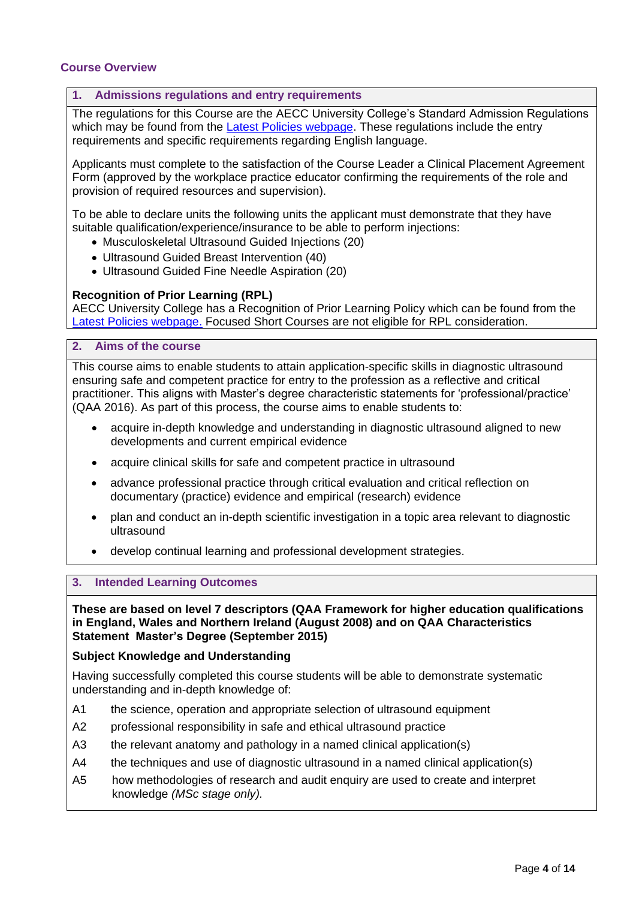## Course Overview

### 1. Admissions regulations and entry requirements

The regulations for this Course are the AECC University College's Standard Admission Regulations which may be found from the [Latest Policies webpage](). These regulations include the entry requirements and specific requirements regarding English language.

Applicants must complete to the satisfaction of the Course Leader a Clinical Placement Agreement Form (approved by the workplace practice educator confirming the requirements of the role and provision of required resources and supervision).

To be able to declare units the following units the applicant must demonstrate that they have suitable qualification/experience/insurance to be able to perform injections:

- Musculoskeletal Ultrasound Guided Injections (20)
- Ultrasound Guided Breast Intervention (40)
- Ultrasound Guided Fine Needle Aspiration (20)

**Recognition of Prior Learning (RPL)**

AECC University College has a Recognition of Prior Learning Policy which can be found from the [Latest Policies webpage.]() Focused Short Courses are not eligible for RPL consideration.

### 2. Aims of the course

This course aims to enable students to attain application-specific skills in diagnostic ultrasound ensuring safe and competent practice for entry to the profession as a reflective and critical practitioner. This aligns with Master's degree characteristic statements for 'professional/practice' (QAA 2016). As part of this process, the course aims to enable students to:

- acquire in-depth knowledge and understanding in diagnostic ultrasound aligned to new developments and current empirical evidence
- acquire clinical skills for safe and competent practice in ultrasound
- advance professional practice through critical evaluation and critical reflection on documentary (practice) evidence and empirical (research) evidence
- plan and conduct an in-depth scientific investigation in a topic area relevant to diagnostic ultrasound
- develop continual learning and professional development strategies.

### 3. Intended Learning Outcomes

**These are based on level 7 descriptors (QAA Framework for higher education qualifications in England, Wales and Northern Ireland (August 2008) and on QAA Characteristics Statement Master's Degree (September 2015)**

**Subject Knowledge and Understanding**

Having successfully completed this course students will be able to demonstrate systematic understanding and in-depth knowledge of:

A1 the science, operation and appropriate selection of ultrasound equipment

A2 professional responsibility in safe and ethical ultrasound practice

A3 the relevant anatomy and pathology in a named clinical application(s)

A4 the techniques and use of diagnostic ultrasound in a named clinical application(s)

A5 how methodologies of research and audit enquiry are used to create and interpret knowledge *(MSc stage only).*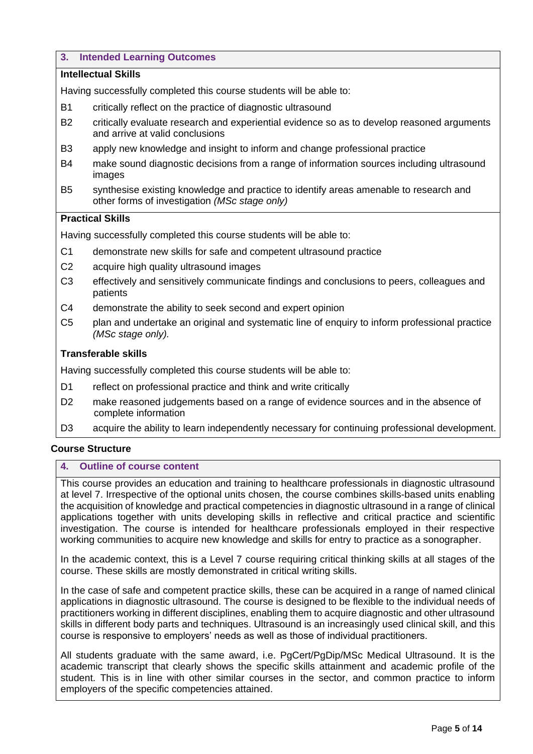## 3. Intended Learning Outcomes

### Intellectual Skills

Having successfully completed this course students will be able to:

- B1 critically reflect on the practice of diagnostic ultrasound
- B2 critically evaluate research and experiential evidence so as to develop reasoned arguments and arrive at valid conclusions
- B3 apply new knowledge and insight to inform and change professional practice
- B4 make sound diagnostic decisions from a range of information sources including ultrasound images
- B5 synthesise existing knowledge and practice to identify areas amenable to research and other forms of investigation *(MSc stage only)*

### Practical Skills

Having successfully completed this course students will be able to:

- C1 demonstrate new skills for safe and competent ultrasound practice
- C2 acquire high quality ultrasound images
- C3 effectively and sensitively communicate findings and conclusions to peers, colleagues and patients
- C4 demonstrate the ability to seek second and expert opinion
- C5 plan and undertake an original and systematic line of enquiry to inform professional practice *(MSc stage only).*

### Transferable skills

Having successfully completed this course students will be able to:

- D1 reflect on professional practice and think and write critically
- D2 make reasoned judgements based on a range of evidence sources and in the absence of complete information
- D3 acquire the ability to learn independently necessary for continuing professional development.

**Course Structure**

## 4. Outline of course content

This course provides an education and training to healthcare professionals in diagnostic ultrasound at level 7. Irrespective of the optional units chosen, the course combines skills-based units enabling the acquisition of knowledge and practical competencies in diagnostic ultrasound in a range of clinical applications together with units developing skills in reflective and critical practice and scientific investigation. The course is intended for healthcare professionals employed in their respective working communities to acquire new knowledge and skills for entry to practice as a sonographer.

In the academic context, this is a Level 7 course requiring critical thinking skills at all stages of the course. These skills are mostly demonstrated in critical writing skills.

In the case of safe and competent practice skills, these can be acquired in a range of named clinical applications in diagnostic ultrasound. The course is designed to be flexible to the individual needs of practitioners working in different disciplines, enabling them to acquire diagnostic and other ultrasound skills in different body parts and techniques. Ultrasound is an increasingly used clinical skill, and this course is responsive to employers' needs as well as those of individual practitioners.

All students graduate with the same award, i.e. PgCert/PgDip/MSc Medical Ultrasound. It is the academic transcript that clearly shows the specific skills attainment and academic profile of the student. This is in line with other similar courses in the sector, and common practice to inform employers of the specific competencies attained.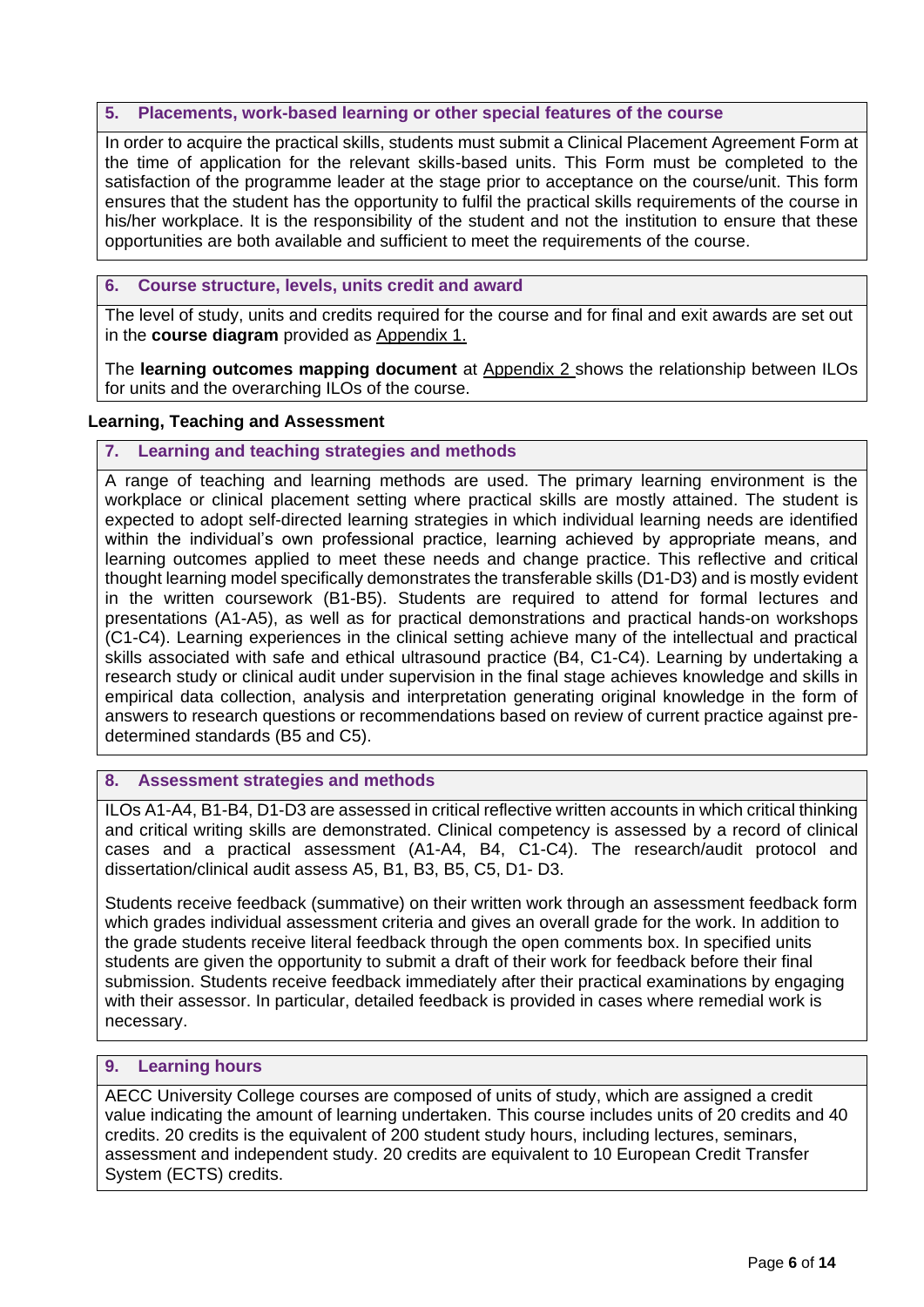### 5. Placements, work-based learning or other special features of the course

In order to acquire the practical skills, students must submit a Clinical Placement Agreement Form at the time of application for the relevant skills-based units. This Form must be completed to the satisfaction of the programme leader at the stage prior to acceptance on the course/unit. This form ensures that the student has the opportunity to fulfil the practical skills requirements of the course in his/her workplace. It is the responsibility of the student and not the institution to ensure that these opportunities are both available and sufficient to meet the requirements of the course.

### 6. Course structure, levels, units credit and award

The level of study, units and credits required for the course and for final and exit awards are set out in the **course diagram** provided as Appendix 1.

The **learning outcomes mapping document** at Appendix 2 shows the relationship between ILOs for units and the overarching ILOs of the course.

## Learning, Teaching and Assessment

### 7. Learning and teaching strategies and methods

A range of teaching and learning methods are used. The primary learning environment is the workplace or clinical placement setting where practical skills are mostly attained. The student is expected to adopt self-directed learning strategies in which individual learning needs are identified within the individual's own professional practice, learning achieved by appropriate means, and learning outcomes applied to meet these needs and change practice. This reflective and critical thought learning model specifically demonstrates the transferable skills (D1-D3) and is mostly evident in the written coursework (B1-B5). Students are required to attend for formal lectures and presentations (A1-A5), as well as for practical demonstrations and practical hands-on workshops (C1-C4). Learning experiences in the clinical setting achieve many of the intellectual and practical skills associated with safe and ethical ultrasound practice (B4, C1-C4). Learning by undertaking a research study or clinical audit under supervision in the final stage achieves knowledge and skills in empirical data collection, analysis and interpretation generating original knowledge in the form of answers to research questions or recommendations based on review of current practice against pre-determined standards (B5 and C5).

### 8. Assessment strategies and methods

ILOs A1-A4, B1-B4, D1-D3 are assessed in critical reflective written accounts in which critical thinking and critical writing skills are demonstrated. Clinical competency is assessed by a record of clinical cases and a practical assessment (A1-A4, B4, C1-C4). The research/audit protocol and dissertation/clinical audit assess A5, B1, B3, B5, C5, D1- D3.

Students receive feedback (summative) on their written work through an assessment feedback form which grades individual assessment criteria and gives an overall grade for the work. In addition to the grade students receive literal feedback through the open comments box. In specified units students are given the opportunity to submit a draft of their work for feedback before their final submission. Students receive feedback immediately after their practical examinations by engaging with their assessor. In particular, detailed feedback is provided in cases where remedial work is necessary.

### 9. Learning hours

AECC University College courses are composed of units of study, which are assigned a credit value indicating the amount of learning undertaken. This course includes units of 20 credits and 40 credits. 20 credits is the equivalent of 200 student study hours, including lectures, seminars, assessment and independent study. 20 credits are equivalent to 10 European Credit Transfer System (ECTS) credits.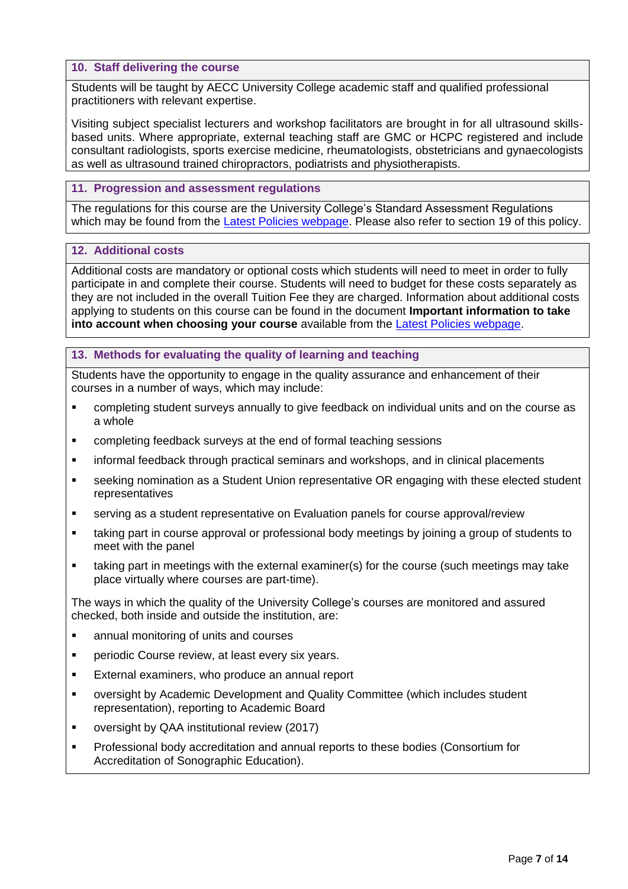## 10. Staff delivering the course

Students will be taught by AECC University College academic staff and qualified professional practitioners with relevant expertise.

Visiting subject specialist lecturers and workshop facilitators are brought in for all ultrasound skills-based units. Where appropriate, external teaching staff are GMC or HCPC registered and include consultant radiologists, sports exercise medicine, rheumatologists, obstetricians and gynaecologists as well as ultrasound trained chiropractors, podiatrists and physiotherapists.

## 11. Progression and assessment regulations

The regulations for this course are the University College's Standard Assessment Regulations which may be found from the [Latest Policies webpage](). Please also refer to section 19 of this policy.

## 12. Additional costs

Additional costs are mandatory or optional costs which students will need to meet in order to fully participate in and complete their course. Students will need to budget for these costs separately as they are not included in the overall Tuition Fee they are charged. Information about additional costs applying to students on this course can be found in the document **Important information to take into account when choosing your course** available from the [Latest Policies webpage]().

## 13. Methods for evaluating the quality of learning and teaching

Students have the opportunity to engage in the quality assurance and enhancement of their courses in a number of ways, which may include:

- completing student surveys annually to give feedback on individual units and on the course as a whole
- completing feedback surveys at the end of formal teaching sessions
- informal feedback through practical seminars and workshops, and in clinical placements
- seeking nomination as a Student Union representative OR engaging with these elected student representatives
- serving as a student representative on Evaluation panels for course approval/review
- taking part in course approval or professional body meetings by joining a group of students to meet with the panel
- taking part in meetings with the external examiner(s) for the course (such meetings may take place virtually where courses are part-time).

The ways in which the quality of the University College's courses are monitored and assured checked, both inside and outside the institution, are:

- annual monitoring of units and courses
- periodic Course review, at least every six years.
- External examiners, who produce an annual report
- oversight by Academic Development and Quality Committee (which includes student representation), reporting to Academic Board
- oversight by QAA institutional review (2017)
- Professional body accreditation and annual reports to these bodies (Consortium for Accreditation of Sonographic Education).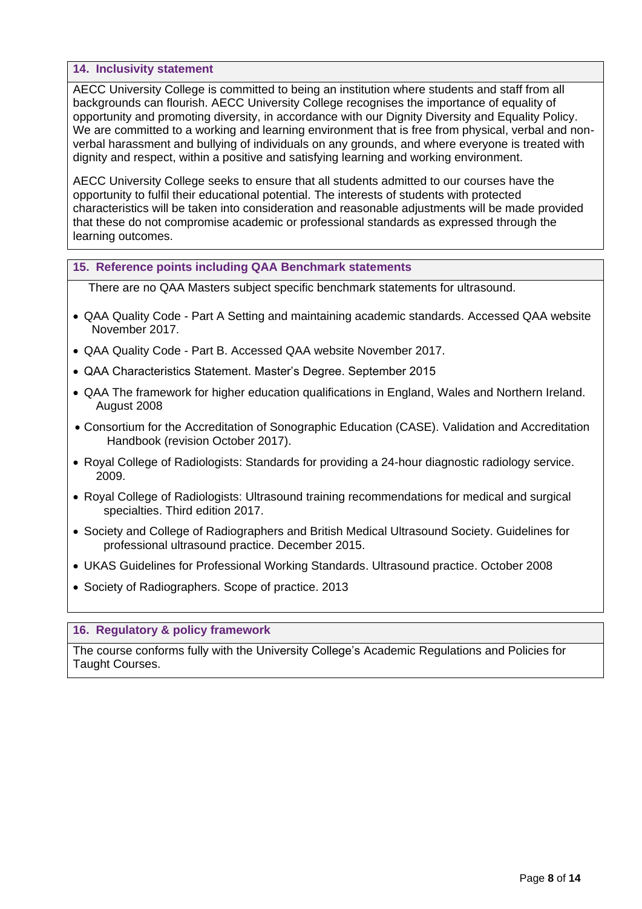## 14. Inclusivity statement

AECC University College is committed to being an institution where students and staff from all backgrounds can flourish. AECC University College recognises the importance of equality of opportunity and promoting diversity, in accordance with our Dignity Diversity and Equality Policy. We are committed to a working and learning environment that is free from physical, verbal and non-verbal harassment and bullying of individuals on any grounds, and where everyone is treated with dignity and respect, within a positive and satisfying learning and working environment.

AECC University College seeks to ensure that all students admitted to our courses have the opportunity to fulfil their educational potential. The interests of students with protected characteristics will be taken into consideration and reasonable adjustments will be made provided that these do not compromise academic or professional standards as expressed through the learning outcomes.

## 15. Reference points including QAA Benchmark statements

There are no QAA Masters subject specific benchmark statements for ultrasound.

- QAA Quality Code - Part A Setting and maintaining academic standards. Accessed QAA website November 2017.
- QAA Quality Code - Part B. Accessed QAA website November 2017.
- QAA Characteristics Statement. Master's Degree. September 2015
- QAA The framework for higher education qualifications in England, Wales and Northern Ireland. August 2008
- Consortium for the Accreditation of Sonographic Education (CASE). Validation and Accreditation Handbook (revision October 2017).
- Royal College of Radiologists: Standards for providing a 24-hour diagnostic radiology service. 2009.
- Royal College of Radiologists: Ultrasound training recommendations for medical and surgical specialties. Third edition 2017.
- Society and College of Radiographers and British Medical Ultrasound Society. Guidelines for professional ultrasound practice. December 2015.
- UKAS Guidelines for Professional Working Standards. Ultrasound practice. October 2008
- Society of Radiographers. Scope of practice. 2013

## 16. Regulatory & policy framework

The course conforms fully with the University College's Academic Regulations and Policies for Taught Courses.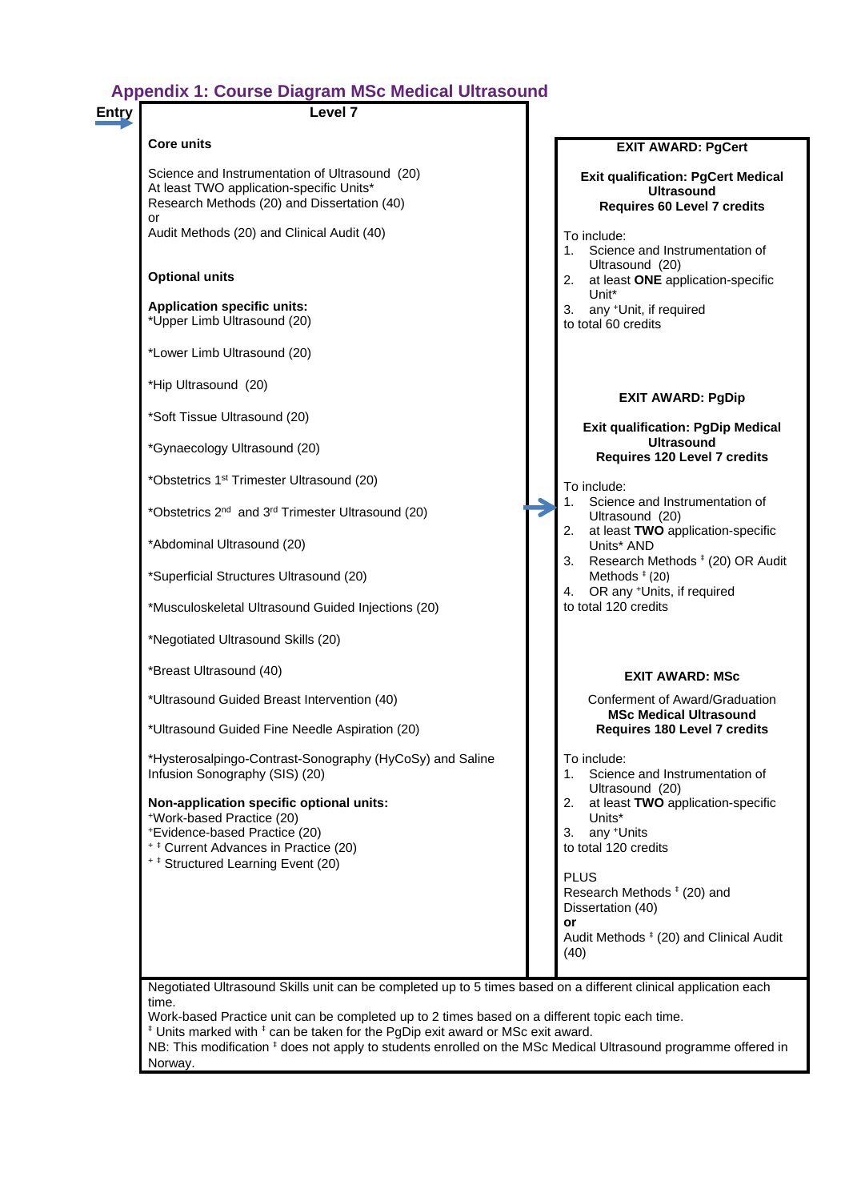## Appendix 1: Course Diagram MSc Medical Ultrasound

**Entry**

**Level 7**

**Core units**

Science and Instrumentation of Ultrasound (20)
At least TWO application-specific Units*
Research Methods (20) and Dissertation (40)
or
Audit Methods (20) and Clinical Audit (40)

**Optional units**

**Application specific units:**

*Upper Limb Ultrasound (20)

*Lower Limb Ultrasound (20)

*Hip Ultrasound (20)

*Soft Tissue Ultrasound (20)

*Gynaecology Ultrasound (20)

*Obstetrics 1st Trimester Ultrasound (20)

*Obstetrics 2nd and 3rd Trimester Ultrasound (20)

*Abdominal Ultrasound (20)

*Superficial Structures Ultrasound (20)

*Musculoskeletal Ultrasound Guided Injections (20)

*Negotiated Ultrasound Skills (20)

*Breast Ultrasound (40)

*Ultrasound Guided Breast Intervention (40)

*Ultrasound Guided Fine Needle Aspiration (20)

*Hysterosalpingo-Contrast-Sonography (HyCoSy) and Saline Infusion Sonography (SIS) (20)

**Non-application specific optional units:**

+Work-based Practice (20)
+Evidence-based Practice (20)
+ ‡ Current Advances in Practice (20)
+ ‡ Structured Learning Event (20)

**EXIT AWARD: PgCert**

**Exit qualification: PgCert Medical Ultrasound**
**Requires 60 Level 7 credits**

To include:

1. Science and Instrumentation of Ultrasound (20)
2. at least **ONE** application-specific Unit*
3. any +Unit, if required

to total 60 credits

**EXIT AWARD: PgDip**

**Exit qualification: PgDip Medical Ultrasound**
**Requires 120 Level 7 credits**

To include:

1. Science and Instrumentation of Ultrasound (20)
2. at least **TWO** application-specific Units* AND
3. Research Methods ‡ (20) OR Audit Methods ‡ (20)
4. OR any +Units, if required

to total 120 credits

**EXIT AWARD: MSc**

Conferment of Award/Graduation
**MSc Medical Ultrasound**
**Requires 180 Level 7 credits**

To include:

1. Science and Instrumentation of Ultrasound (20)
2. at least **TWO** application-specific Units*
3. any +Units

to total 120 credits

PLUS
Research Methods ‡ (20) and Dissertation (40)
**or**
Audit Methods ‡ (20) and Clinical Audit (40)

Negotiated Ultrasound Skills unit can be completed up to 5 times based on a different clinical application each time.
Work-based Practice unit can be completed up to 2 times based on a different topic each time.
‡ Units marked with ‡ can be taken for the PgDip exit award or MSc exit award.
NB: This modification ‡ does not apply to students enrolled on the MSc Medical Ultrasound programme offered in Norway.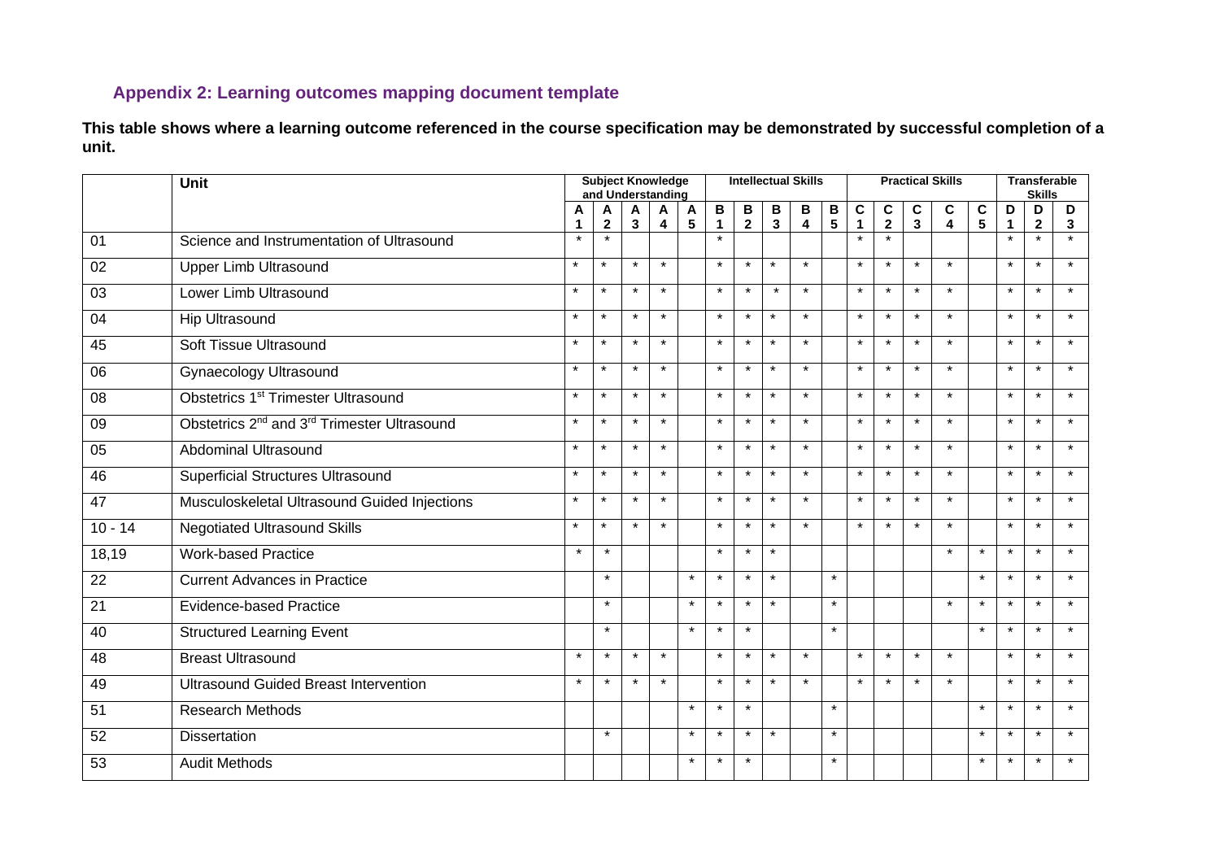## Appendix 2: Learning outcomes mapping document template

**This table shows where a learning outcome referenced in the course specification may be demonstrated by successful completion of a unit.**

| | Unit | Subject Knowledge and Understanding | | | | | Intellectual Skills | | | | | Practical Skills | | | | | Transferable Skills | | |
|---|---|---|---|---|---|---|---|---|---|---|---|---|---|---|---|---|---|---|---|
| | | A 1 | A 2 | A 3 | A 4 | A 5 | B 1 | B 2 | B 3 | B 4 | B 5 | C 1 | C 2 | C 3 | C 4 | C 5 | D 1 | D 2 | D 3 |
| 01 | Science and Instrumentation of Ultrasound | * | * | | | | * | | | | | * | * | | | | * | * | * |
| 02 | Upper Limb Ultrasound | * | * | * | * | | * | * | * | * | | * | * | * | * | | * | * | * |
| 03 | Lower Limb Ultrasound | * | * | * | * | | * | * | * | * | | * | * | * | * | | * | * | * |
| 04 | Hip Ultrasound | * | * | * | * | | * | * | * | * | | * | * | * | * | | * | * | * |
| 45 | Soft Tissue Ultrasound | * | * | * | * | | * | * | * | * | | * | * | * | * | | * | * | * |
| 06 | Gynaecology Ultrasound | * | * | * | * | | * | * | * | * | | * | * | * | * | | * | * | * |
| 08 | Obstetrics 1st Trimester Ultrasound | * | * | * | * | | * | * | * | * | | * | * | * | * | | * | * | * |
| 09 | Obstetrics 2nd and 3rd Trimester Ultrasound | * | * | * | * | | * | * | * | * | | * | * | * | * | | * | * | * |
| 05 | Abdominal Ultrasound | * | * | * | * | | * | * | * | * | | * | * | * | * | | * | * | * |
| 46 | Superficial Structures Ultrasound | * | * | * | * | | * | * | * | * | | * | * | * | * | | * | * | * |
| 47 | Musculoskeletal Ultrasound Guided Injections | * | * | * | * | | * | * | * | * | | * | * | * | * | | * | * | * |
| 10 - 14 | Negotiated Ultrasound Skills | * | * | * | * | | * | * | * | * | | * | * | * | * | | * | * | * |
| 18,19 | Work-based Practice | * | * | | | | * | * | * | | | | | | * | * | * | * | * |
| 22 | Current Advances in Practice | | * | | | * | * | * | * | | * | | | | | * | * | * | * |
| 21 | Evidence-based Practice | | * | | | * | * | * | * | | * | | | | * | * | * | * | * |
| 40 | Structured Learning Event | | * | | | * | * | * | | | * | | | | | * | * | * | * |
| 48 | Breast Ultrasound | * | * | * | * | | * | * | * | * | | * | * | * | * | | * | * | * |
| 49 | Ultrasound Guided Breast Intervention | * | * | * | * | | * | * | * | * | | * | * | * | * | | * | * | * |
| 51 | Research Methods | | | | | * | * | * | | | * | | | | | * | * | * | * |
| 52 | Dissertation | | * | | | * | * | * | * | | * | | | | | * | * | * | * |
| 53 | Audit Methods | | | | | * | * | * | | | * | | | | | * | * | * | * |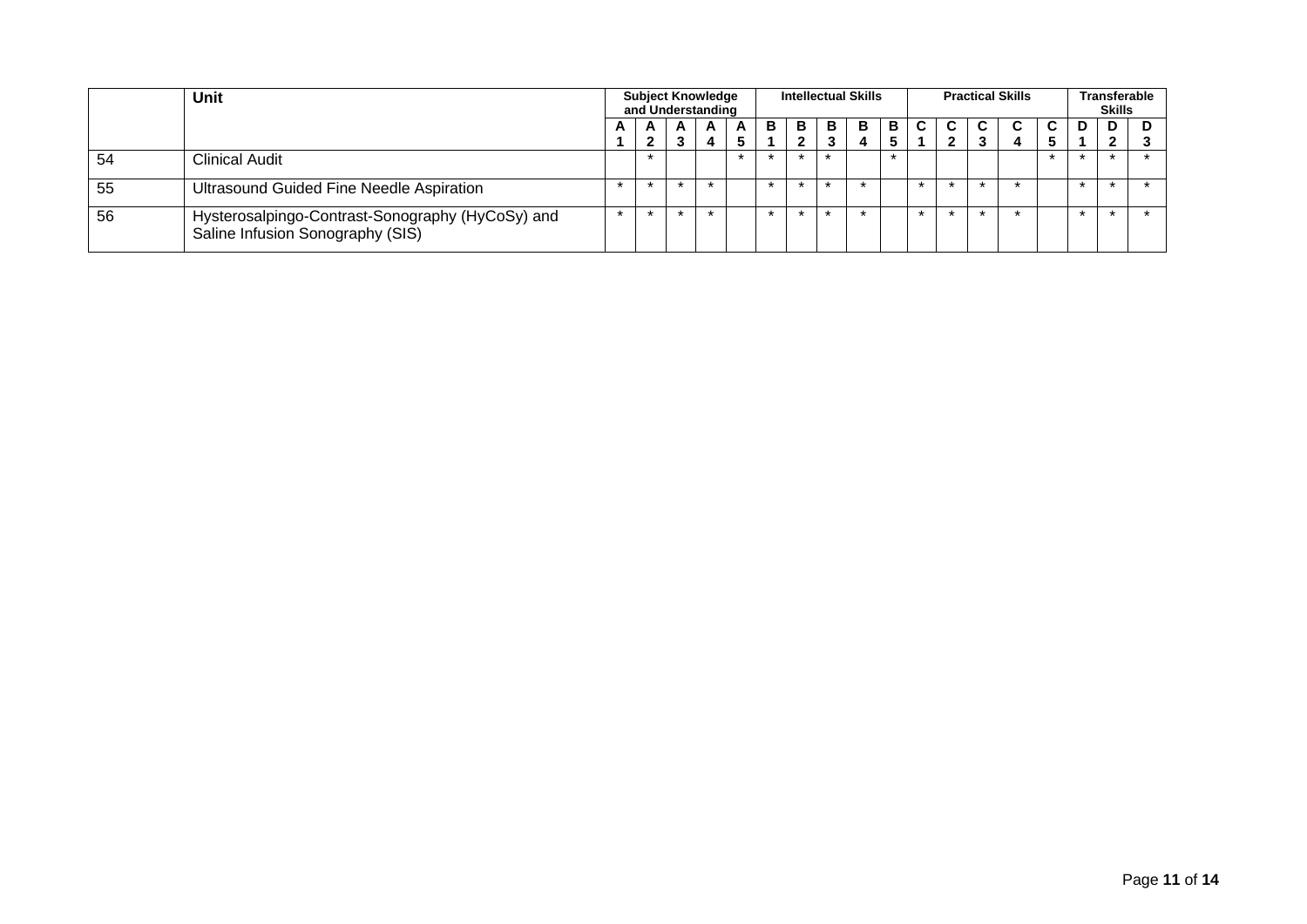| | Unit | Subject Knowledge and Understanding | | | | | Intellectual Skills | | | | | Practical Skills | | | | | Transferable Skills | | |
|---|---|---|---|---|---|---|---|---|---|---|---|---|---|---|---|---|---|---|---|
| | | A 1 | A 2 | A 3 | A 4 | A 5 | B 1 | B 2 | B 3 | B 4 | B 5 | C 1 | C 2 | C 3 | C 4 | C 5 | D 1 | D 2 | D 3 |
| 54 | Clinical Audit | | * | | | * | * | * | * | | * | | | | | * | * | * | * |
| 55 | Ultrasound Guided Fine Needle Aspiration | * | * | * | * | | * | * | * | * | | * | * | * | * | | * | * | * |
| 56 | Hysterosalpingo-Contrast-Sonography (HyCoSy) and Saline Infusion Sonography (SIS) | * | * | * | * | | * | * | * | * | | * | * | * | * | | * | * | * |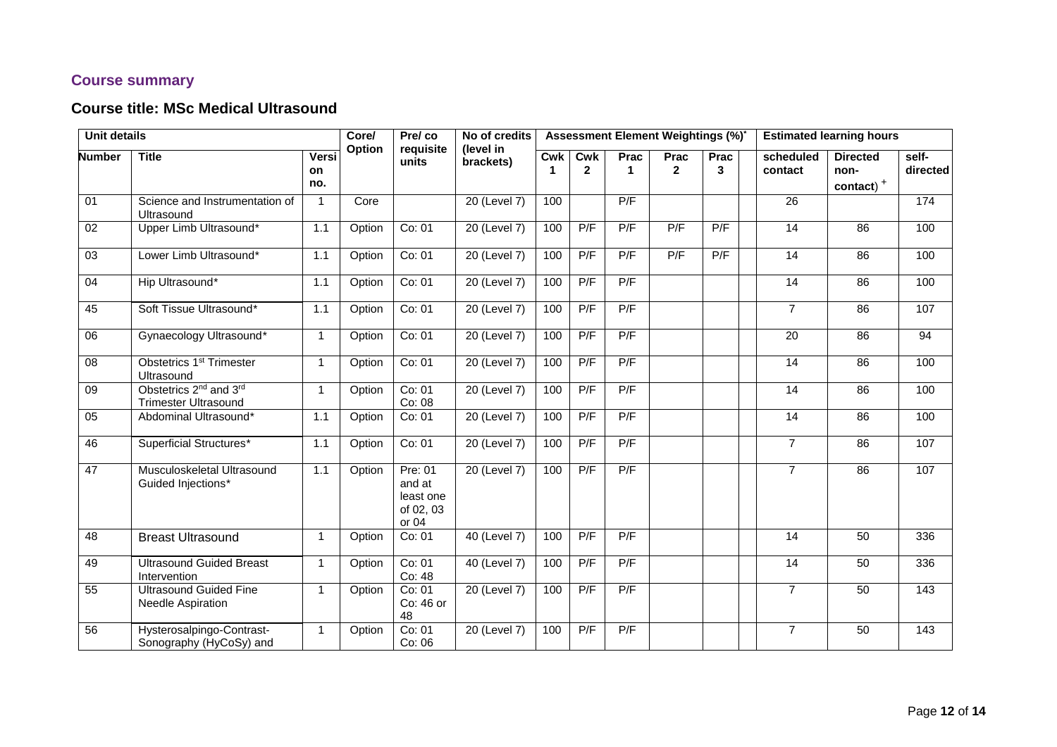## Course summary

## Course title: MSc Medical Ultrasound

| Unit details | | | Core/ Option | Pre/ co requisite units | No of credits (level in brackets) | Assessment Element Weightings (%)* | | | | | | Estimated learning hours | | |
|---|---|---|---|---|---|---|---|---|---|---|---|---|---|---|
| Number | Title | Version no. | | | | Cwk 1 | Cwk 2 | Prac 1 | Prac 2 | Prac 3 | | scheduled contact | Directed non-contact) + | self-directed |
| 01 | Science and Instrumentation of Ultrasound | 1 | Core | | 20 (Level 7) | 100 | | P/F | | | | 26 | | 174 |
| 02 | Upper Limb Ultrasound* | 1.1 | Option | Co: 01 | 20 (Level 7) | 100 | P/F | P/F | P/F | P/F | | 14 | 86 | 100 |
| 03 | Lower Limb Ultrasound* | 1.1 | Option | Co: 01 | 20 (Level 7) | 100 | P/F | P/F | P/F | P/F | | 14 | 86 | 100 |
| 04 | Hip Ultrasound* | 1.1 | Option | Co: 01 | 20 (Level 7) | 100 | P/F | P/F | | | | 14 | 86 | 100 |
| 45 | Soft Tissue Ultrasound* | 1.1 | Option | Co: 01 | 20 (Level 7) | 100 | P/F | P/F | | | | 7 | 86 | 107 |
| 06 | Gynaecology Ultrasound* | 1 | Option | Co: 01 | 20 (Level 7) | 100 | P/F | P/F | | | | 20 | 86 | 94 |
| 08 | Obstetrics 1st Trimester Ultrasound | 1 | Option | Co: 01 | 20 (Level 7) | 100 | P/F | P/F | | | | 14 | 86 | 100 |
| 09 | Obstetrics 2nd and 3rd Trimester Ultrasound | 1 | Option | Co: 01 Co: 08 | 20 (Level 7) | 100 | P/F | P/F | | | | 14 | 86 | 100 |
| 05 | Abdominal Ultrasound* | 1.1 | Option | Co: 01 | 20 (Level 7) | 100 | P/F | P/F | | | | 14 | 86 | 100 |
| 46 | Superficial Structures* | 1.1 | Option | Co: 01 | 20 (Level 7) | 100 | P/F | P/F | | | | 7 | 86 | 107 |
| 47 | Musculoskeletal Ultrasound Guided Injections* | 1.1 | Option | Pre: 01 and at least one of 02, 03 or 04 | 20 (Level 7) | 100 | P/F | P/F | | | | 7 | 86 | 107 |
| 48 | Breast Ultrasound | 1 | Option | Co: 01 | 40 (Level 7) | 100 | P/F | P/F | | | | 14 | 50 | 336 |
| 49 | Ultrasound Guided Breast Intervention | 1 | Option | Co: 01 Co: 48 | 40 (Level 7) | 100 | P/F | P/F | | | | 14 | 50 | 336 |
| 55 | Ultrasound Guided Fine Needle Aspiration | 1 | Option | Co: 01 Co: 46 or 48 | 20 (Level 7) | 100 | P/F | P/F | | | | 7 | 50 | 143 |
| 56 | Hysterosalpingo-Contrast-Sonography (HyCoSy) and | 1 | Option | Co: 01 Co: 06 | 20 (Level 7) | 100 | P/F | P/F | | | | 7 | 50 | 143 |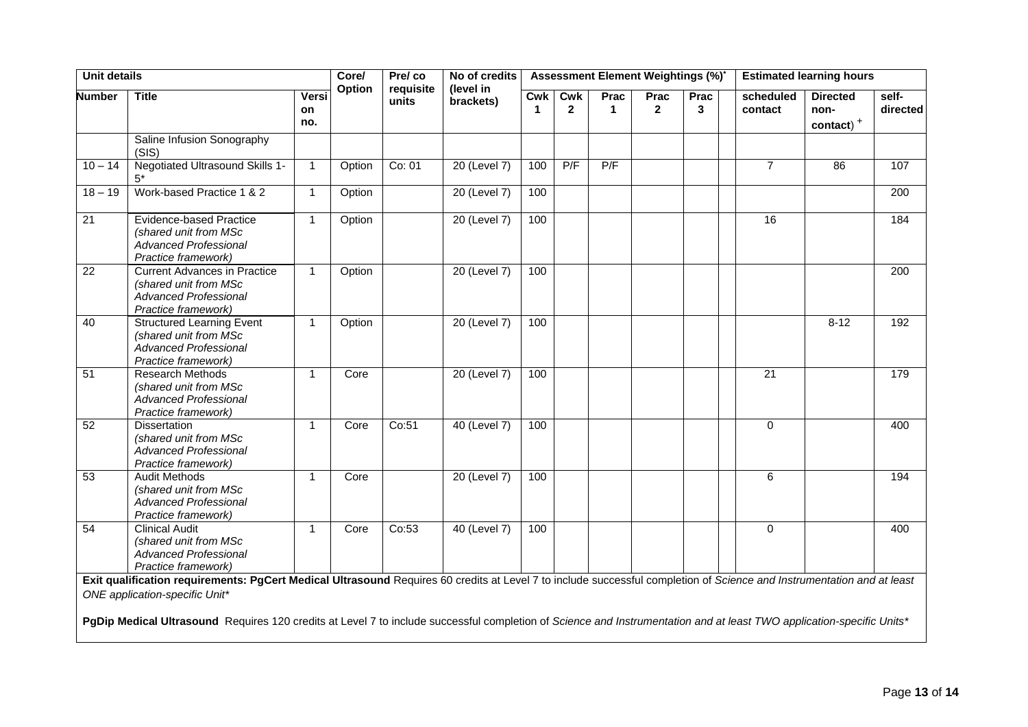| Unit details | | | Core/ Option | Pre/ co requisite units | No of credits (level in brackets) | Assessment Element Weightings (%)* | | | | | | Estimated learning hours | | |
|---|---|---|---|---|---|---|---|---|---|---|---|---|---|---|
| Number | Title | Version no. | | | | Cwk 1 | Cwk 2 | Prac 1 | Prac 2 | Prac 3 | | scheduled contact | Directed non-contact) + | self-directed |
| | Saline Infusion Sonography (SIS) | | | | | | | | | | | | | |
| 10 – 14 | Negotiated Ultrasound Skills 1-5* | 1 | Option | Co: 01 | 20 (Level 7) | 100 | P/F | P/F | | | | 7 | 86 | 107 |
| 18 – 19 | Work-based Practice 1 & 2 | 1 | Option | | 20 (Level 7) | 100 | | | | | | | | 200 |
| 21 | Evidence-based Practice *(shared unit from MSc Advanced Professional Practice framework)* | 1 | Option | | 20 (Level 7) | 100 | | | | | | 16 | | 184 |
| 22 | Current Advances in Practice *(shared unit from MSc Advanced Professional Practice framework)* | 1 | Option | | 20 (Level 7) | 100 | | | | | | | | 200 |
| 40 | Structured Learning Event *(shared unit from MSc Advanced Professional Practice framework)* | 1 | Option | | 20 (Level 7) | 100 | | | | | | | 8-12 | 192 |
| 51 | Research Methods *(shared unit from MSc Advanced Professional Practice framework)* | 1 | Core | | 20 (Level 7) | 100 | | | | | | 21 | | 179 |
| 52 | Dissertation *(shared unit from MSc Advanced Professional Practice framework)* | 1 | Core | Co:51 | 40 (Level 7) | 100 | | | | | | 0 | | 400 |
| 53 | Audit Methods *(shared unit from MSc Advanced Professional Practice framework)* | 1 | Core | | 20 (Level 7) | 100 | | | | | | 6 | | 194 |
| 54 | Clinical Audit *(shared unit from MSc Advanced Professional Practice framework)* | 1 | Core | Co:53 | 40 (Level 7) | 100 | | | | | | 0 | | 400 |

**Exit qualification requirements: PgCert Medical Ultrasound** Requires 60 credits at Level 7 to include successful completion of *Science and Instrumentation and at least ONE application-specific Unit**

**PgDip Medical Ultrasound** Requires 120 credits at Level 7 to include successful completion of *Science and Instrumentation and at least TWO application-specific Units**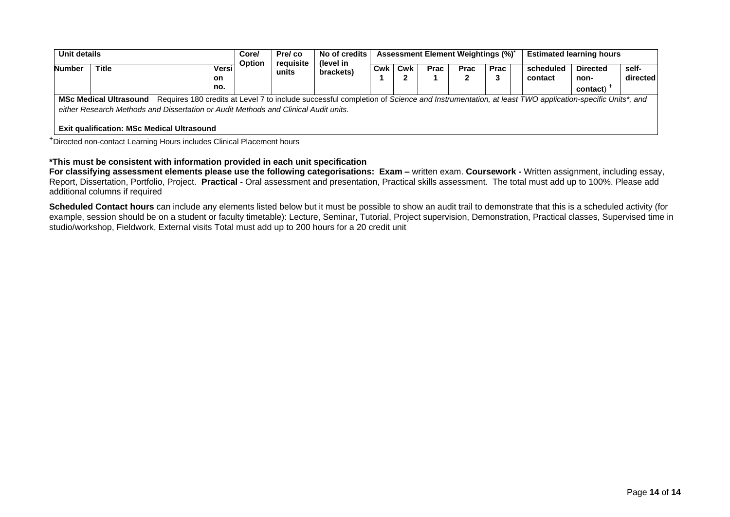| Unit details | | | Core/ Option | Pre/ co requisite units | No of credits (level in brackets) | Assessment Element Weightings (%)* | | | | | | Estimated learning hours | | |
|---|---|---|---|---|---|---|---|---|---|---|---|---|---|---|
| Number | Title | Version no. | | | | Cwk 1 | Cwk 2 | Prac 1 | Prac 2 | Prac 3 | | scheduled contact | Directed non-contact) + | self-directed |
| **MSc Medical Ultrasound** Requires 180 credits at Level 7 to include successful completion of *Science and Instrumentation, at least TWO application-specific Units*, and either Research Methods and Dissertation or Audit Methods and Clinical Audit units.* <br><br> **Exit qualification: MSc Medical Ultrasound** | | | | | | | | | | | | | | |

+Directed non-contact Learning Hours includes Clinical Placement hours

**\*This must be consistent with information provided in each unit specification**

**For classifying assessment elements please use the following categorisations: Exam –** written exam. **Coursework -** Written assignment, including essay, Report, Dissertation, Portfolio, Project. **Practical** - Oral assessment and presentation, Practical skills assessment. The total must add up to 100%. Please add additional columns if required

**Scheduled Contact hours** can include any elements listed below but it must be possible to show an audit trail to demonstrate that this is a scheduled activity (for example, session should be on a student or faculty timetable): Lecture, Seminar, Tutorial, Project supervision, Demonstration, Practical classes, Supervised time in studio/workshop, Fieldwork, External visits Total must add up to 200 hours for a 20 credit unit